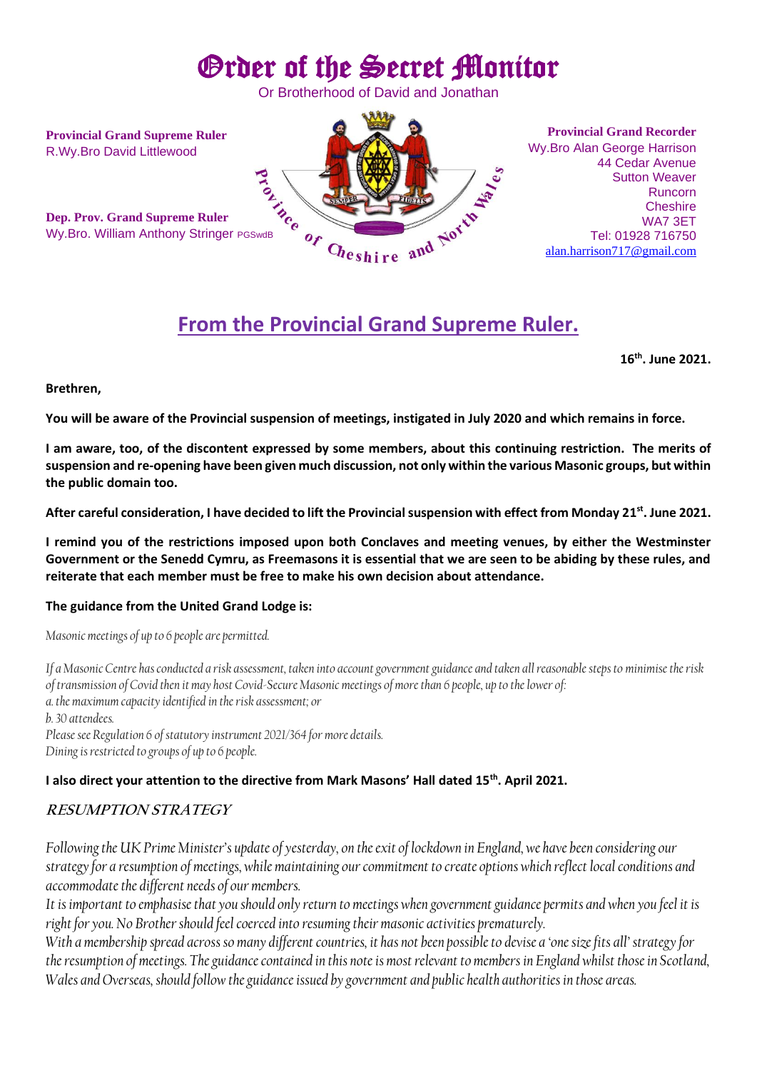# Order of the Secret Monitor

Or Brotherhood of David and Jonathan

**Provincial Grand Supreme Ruler**
R.Wy.Bro David Littlewood

**Dep. Prov. Grand Supreme Ruler**
Wy.Bro. William Anthony Stringer PGSwdB

Province of Cheshire and North Wales

SEMPER FIDELIS

**Provincial Grand Recorder**
Wy.Bro Alan George Harrison
44 Cedar Avenue
Sutton Weaver
Runcorn
Cheshire
WA7 3ET
Tel: 01928 716750
alan.harrison717@gmail.com

## From the Provincial Grand Supreme Ruler.

**16th. June 2021.**

**Brethren,**

**You will be aware of the Provincial suspension of meetings, instigated in July 2020 and which remains in force.**

**I am aware, too, of the discontent expressed by some members, about this continuing restriction. The merits of suspension and re-opening have been given much discussion, not only within the various Masonic groups, but within the public domain too.**

**After careful consideration, I have decided to lift the Provincial suspension with effect from Monday 21st. June 2021.**

**I remind you of the restrictions imposed upon both Conclaves and meeting venues, by either the Westminster Government or the Senedd Cymru, as Freemasons it is essential that we are seen to be abiding by these rules, and reiterate that each member must be free to make his own decision about attendance.**

**The guidance from the United Grand Lodge is:**

*Masonic meetings of up to 6 people are permitted.*

*If a Masonic Centre has conducted a risk assessment, taken into account government guidance and taken all reasonable steps to minimise the risk of transmission of Covid then it may host Covid-Secure Masonic meetings of more than 6 people, up to the lower of:*
*a. the maximum capacity identified in the risk assessment; or*
*b. 30 attendees.*
*Please see Regulation 6 of statutory instrument 2021/364 for more details.*
*Dining is restricted to groups of up to 6 people.*

**I also direct your attention to the directive from Mark Masons' Hall dated 15th. April 2021.**

### *RESUMPTION STRATEGY*

*Following the UK Prime Minister's update of yesterday, on the exit of lockdown in England, we have been considering our strategy for a resumption of meetings, while maintaining our commitment to create options which reflect local conditions and accommodate the different needs of our members.*
*It is important to emphasise that you should only return to meetings when government guidance permits and when you feel it is right for you. No Brother should feel coerced into resuming their masonic activities prematurely.*
*With a membership spread across so many different countries, it has not been possible to devise a 'one size fits all' strategy for the resumption of meetings. The guidance contained in this note is most relevant to members in England whilst those in Scotland, Wales and Overseas, should follow the guidance issued by government and public health authorities in those areas.*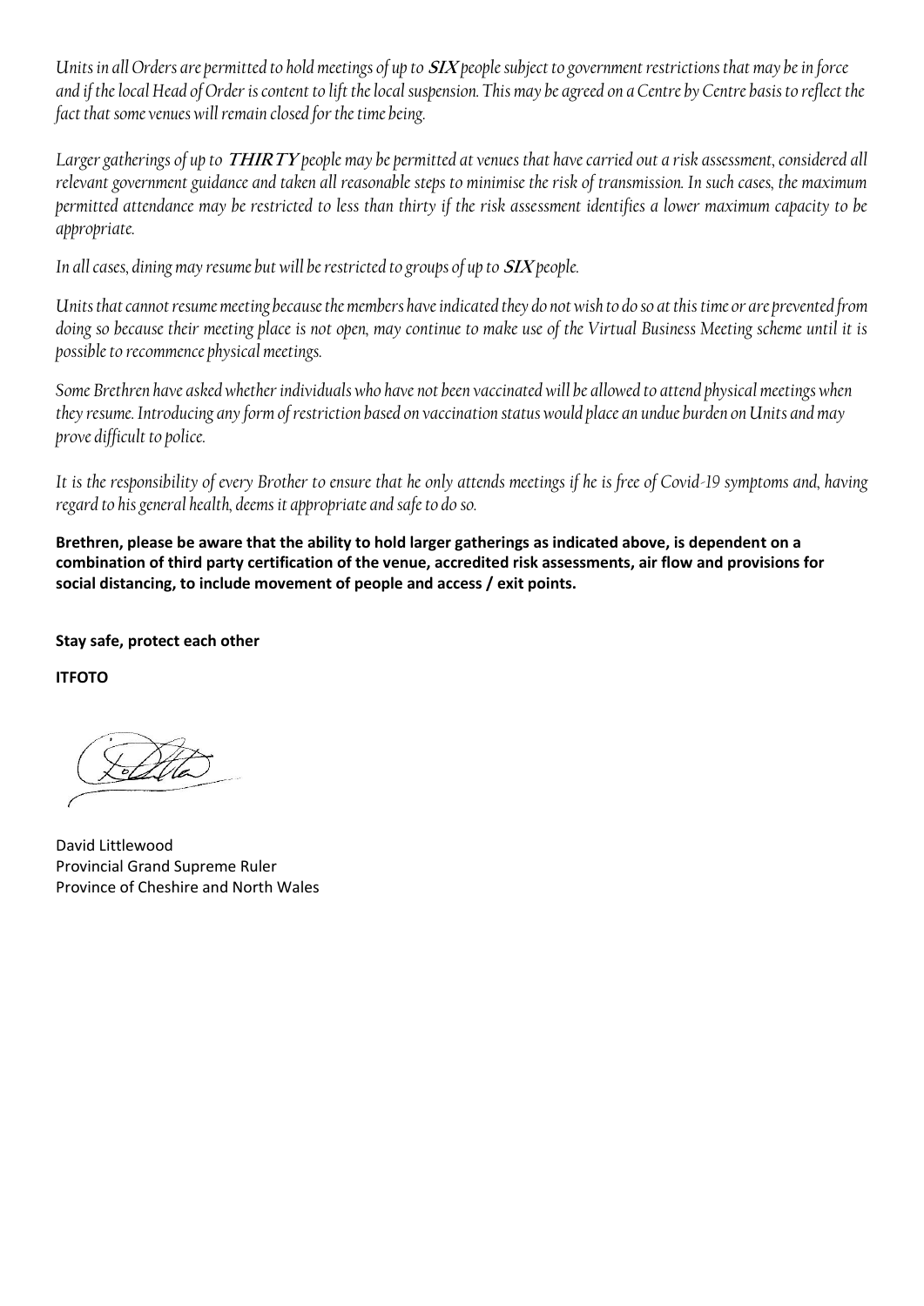*Units in all Orders are permitted to hold meetings of up to* ***SIX*** *people subject to government restrictions that may be in force and if the local Head of Order is content to lift the local suspension. This may be agreed on a Centre by Centre basis to reflect the fact that some venues will remain closed for the time being.*

*Larger gatherings of up to* ***THIRTY*** *people may be permitted at venues that have carried out a risk assessment, considered all relevant government guidance and taken all reasonable steps to minimise the risk of transmission. In such cases, the maximum permitted attendance may be restricted to less than thirty if the risk assessment identifies a lower maximum capacity to be appropriate.*

*In all cases, dining may resume but will be restricted to groups of up to* ***SIX*** *people.*

*Units that cannot resume meeting because the members have indicated they do not wish to do so at this time or are prevented from doing so because their meeting place is not open, may continue to make use of the Virtual Business Meeting scheme until it is possible to recommence physical meetings.*

*Some Brethren have asked whether individuals who have not been vaccinated will be allowed to attend physical meetings when they resume. Introducing any form of restriction based on vaccination status would place an undue burden on Units and may prove difficult to police.*

*It is the responsibility of every Brother to ensure that he only attends meetings if he is free of Covid-19 symptoms and, having regard to his general health, deems it appropriate and safe to do so.*

**Brethren, please be aware that the ability to hold larger gatherings as indicated above, is dependent on a combination of third party certification of the venue, accredited risk assessments, air flow and provisions for social distancing, to include movement of people and access / exit points.**

**Stay safe, protect each other**

**ITFOTO**

David Littlewood
Provincial Grand Supreme Ruler
Province of Cheshire and North Wales